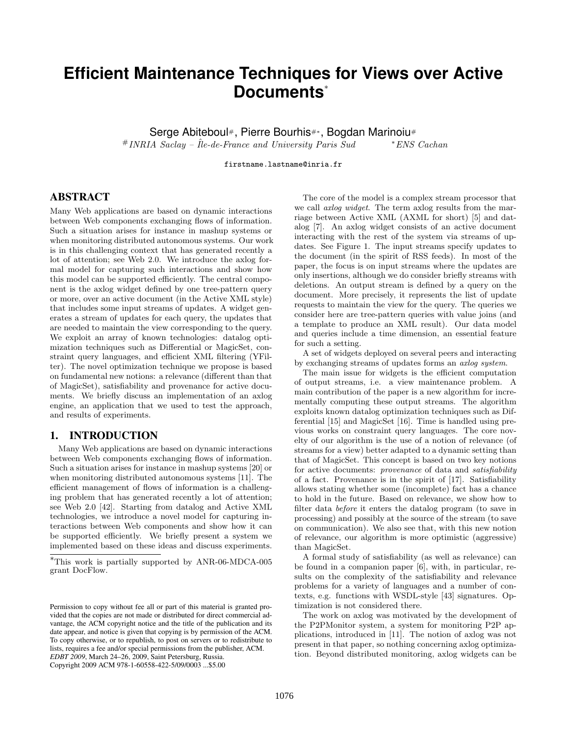# Efficient Maintenance Techniques for Views over Active Documents*

Serge Abiteboul#, Pierre Bourhis#*, Bogdan Marinoiu#

#INRIA Saclay – Île-de-France and University Paris Sud    *ENS Cachan

firstname.lastname@inria.fr

## ABSTRACT

Many Web applications are based on dynamic interactions between Web components exchanging flows of information. Such a situation arises for instance in mashup systems or when monitoring distributed autonomous systems. Our work is in this challenging context that has generated recently a lot of attention; see Web 2.0. We introduce the axlog formal model for capturing such interactions and show how this model can be supported efficiently. The central component is the axlog widget defined by one tree-pattern query or more, over an active document (in the Active XML style) that includes some input streams of updates. A widget generates a stream of updates for each query, the updates that are needed to maintain the view corresponding to the query. We exploit an array of known technologies: datalog optimization techniques such as Differential or MagicSet, constraint query languages, and efficient XML filtering (YFilter). The novel optimization technique we propose is based on fundamental new notions: a relevance (different than that of MagicSet), satisfiability and provenance for active documents. We briefly discuss an implementation of an axlog engine, an application that we used to test the approach, and results of experiments.

## 1. INTRODUCTION

Many Web applications are based on dynamic interactions between Web components exchanging flows of information. Such a situation arises for instance in mashup systems [20] or when monitoring distributed autonomous systems [11]. The efficient management of flows of information is a challenging problem that has generated recently a lot of attention; see Web 2.0 [42]. Starting from datalog and Active XML technologies, we introduce a novel model for capturing interactions between Web components and show how it can be supported efficiently. We briefly present a system we implemented based on these ideas and discuss experiments.

*This work is partially supported by ANR-06-MDCA-005 grant DocFlow.

Permission to copy without fee all or part of this material is granted provided that the copies are not made or distributed for direct commercial advantage, the ACM copyright notice and the title of the publication and its date appear, and notice is given that copying is by permission of the ACM. To copy otherwise, or to republish, to post on servers or to redistribute to lists, requires a fee and/or special permissions from the publisher, ACM. *EDBT 2009*, March 24–26, 2009, Saint Petersburg, Russia.
Copyright 2009 ACM 978-1-60558-422-5/09/0003 ...$5.00

The core of the model is a complex stream processor that we call *axlog widget*. The term axlog results from the marriage between Active XML (AXML for short) [5] and datalog [7]. An axlog widget consists of an active document interacting with the rest of the system via streams of updates. See Figure 1. The input streams specify updates to the document (in the spirit of RSS feeds). In most of the paper, the focus is on input streams where the updates are only insertions, although we do consider briefly streams with deletions. An output stream is defined by a query on the document. More precisely, it represents the list of update requests to maintain the view for the query. The queries we consider here are tree-pattern queries with value joins (and a template to produce an XML result). Our data model and queries include a time dimension, an essential feature for such a setting.

A set of widgets deployed on several peers and interacting by exchanging streams of updates forms an *axlog system*.

The main issue for widgets is the efficient computation of output streams, i.e. a view maintenance problem. A main contribution of the paper is a new algorithm for incrementally computing these output streams. The algorithm exploits known datalog optimization techniques such as Differential [15] and MagicSet [16]. Time is handled using previous works on constraint query languages. The core novelty of our algorithm is the use of a notion of relevance (of streams for a view) better adapted to a dynamic setting than that of MagicSet. This concept is based on two key notions for active documents: *provenance* of data and *satisfiability* of a fact. Provenance is in the spirit of [17]. Satisfiability allows stating whether some (incomplete) fact has a chance to hold in the future. Based on relevance, we show how to filter data *before* it enters the datalog program (to save in processing) and possibly at the source of the stream (to save on communication). We also see that, with this new notion of relevance, our algorithm is more optimistic (aggressive) than MagicSet.

A formal study of satisfiability (as well as relevance) can be found in a companion paper [6], with, in particular, results on the complexity of the satisfiability and relevance problems for a variety of languages and a number of contexts, e.g. functions with WSDL-style [43] signatures. Optimization is not considered there.

The work on axlog was motivated by the development of the P2PMonitor system, a system for monitoring P2P applications, introduced in [11]. The notion of axlog was not present in that paper, so nothing concerning axlog optimization. Beyond distributed monitoring, axlog widgets can be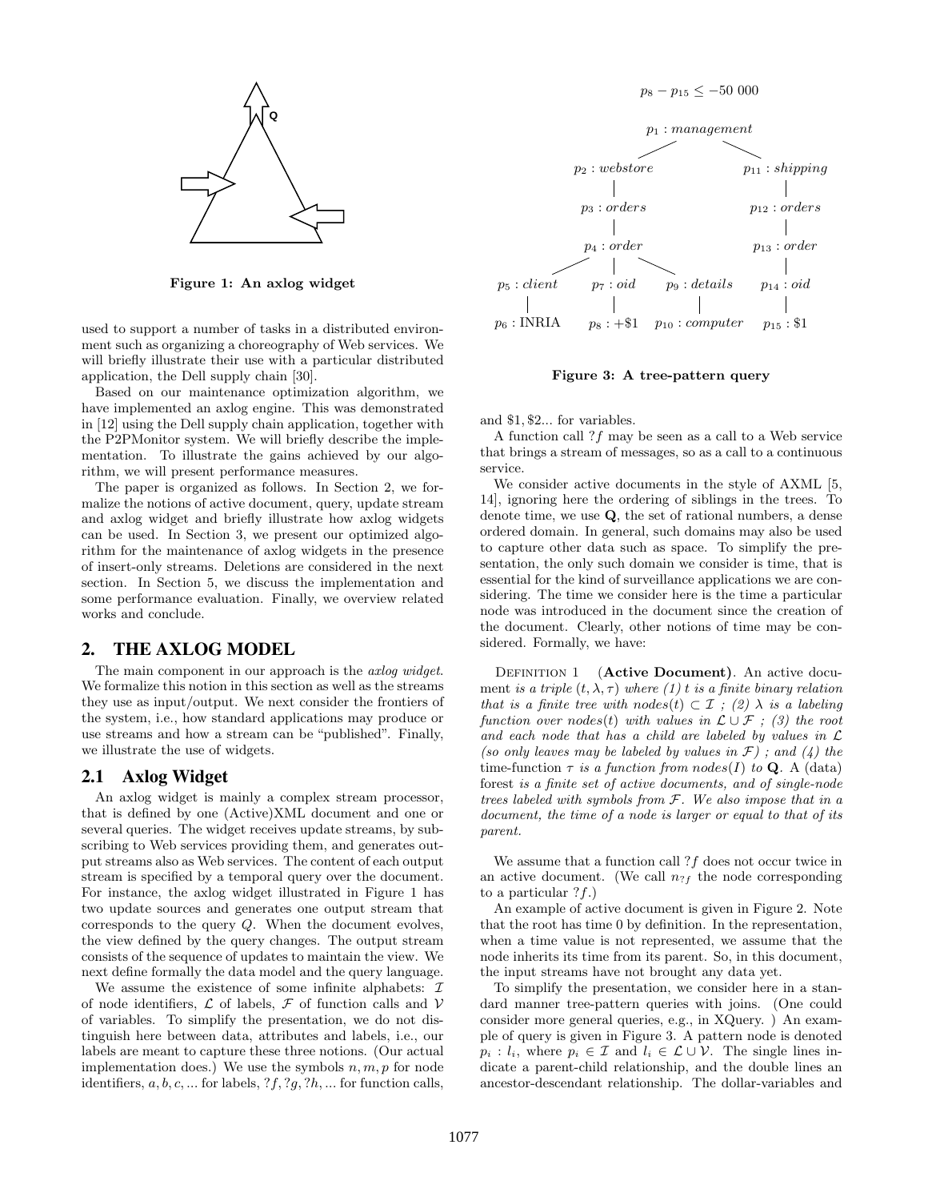Figure 1: An axlog widget

used to support a number of tasks in a distributed environment such as organizing a choreography of Web services. We will briefly illustrate their use with a particular distributed application, the Dell supply chain [30].

Based on our maintenance optimization algorithm, we have implemented an axlog engine. This was demonstrated in [12] using the Dell supply chain application, together with the P2PMonitor system. We will briefly describe the implementation. To illustrate the gains achieved by our algorithm, we will present performance measures.

The paper is organized as follows. In Section 2, we formalize the notions of active document, query, update stream and axlog widget and briefly illustrate how axlog widgets can be used. In Section 3, we present our optimized algorithm for the maintenance of axlog widgets in the presence of insert-only streams. Deletions are considered in the next section. In Section 5, we discuss the implementation and some performance evaluation. Finally, we overview related works and conclude.

## 2. THE AXLOG MODEL

The main component in our approach is the *axlog widget*. We formalize this notion in this section as well as the streams they use as input/output. We next consider the frontiers of the system, i.e., how standard applications may produce or use streams and how a stream can be "published". Finally, we illustrate the use of widgets.

### 2.1 Axlog Widget

An axlog widget is mainly a complex stream processor, that is defined by one (Active)XML document and one or several queries. The widget receives update streams, by subscribing to Web services providing them, and generates output streams also as Web services. The content of each output stream is specified by a temporal query over the document. For instance, the axlog widget illustrated in Figure 1 has two update sources and generates one output stream that corresponds to the query $Q$. When the document evolves, the view defined by the query changes. The output stream consists of the sequence of updates to maintain the view. We next define formally the data model and the query language.

We assume the existence of some infinite alphabets: $\mathcal{I}$ of node identifiers, $\mathcal{L}$ of labels, $\mathcal{F}$ of function calls and $\mathcal{V}$ of variables. To simplify the presentation, we do not distinguish here between data, attributes and labels, i.e., our labels are meant to capture these three notions. (Our actual implementation does.) We use the symbols $n, m, p$ for node identifiers, $a, b, c, ...$ for labels, $?f, ?g, ?h, ...$ for function calls, and $\$1, \$2...$ for variables.

$p_8 - p_{15} \leq -50\ 000$

Figure 3: A tree-pattern query

A function call $?f$ may be seen as a call to a Web service that brings a stream of messages, so as a call to a continuous service.

We consider active documents in the style of AXML [5, 14], ignoring here the ordering of siblings in the trees. To denote time, we use $\mathbf{Q}$, the set of rational numbers, a dense ordered domain. In general, such domains may also be used to capture other data such as space. To simplify the presentation, the only such domain we consider is time, that is essential for the kind of surveillance applications we are considering. The time we consider here is the time a particular node was introduced in the document since the creation of the document. Clearly, other notions of time may be considered. Formally, we have:

Definition 1 (**Active Document**). An active document *is a triple* $(t, \lambda, \tau)$ *where (1)* $t$ *is a finite binary relation that is a finite tree with* $nodes(t) \subset \mathcal{I}$ *; (2)* $\lambda$ *is a labeling function over* $nodes(t)$ *with values in* $\mathcal{L} \cup \mathcal{F}$ *; (3) the root and each node that has a child are labeled by values in* $\mathcal{L}$ *(so only leaves may be labeled by values in* $\mathcal{F}$*) ; and (4) the* time-function $\tau$ *is a function from* $nodes(I)$ *to* $\mathbf{Q}$. A (data) forest *is a finite set of active documents, and of single-node trees labeled with symbols from* $\mathcal{F}$*. We also impose that in a document, the time of a node is larger or equal to that of its parent.*

We assume that a function call $?f$ does not occur twice in an active document. (We call $n_{?f}$ the node corresponding to a particular $?f$.)

An example of active document is given in Figure 2. Note that the root has time 0 by definition. In the representation, when a time value is not represented, we assume that the node inherits its time from its parent. So, in this document, the input streams have not brought any data yet.

To simplify the presentation, we consider here in a standard manner tree-pattern queries with joins. (One could consider more general queries, e.g., in XQuery. ) An example of query is given in Figure 3. A pattern node is denoted $p_i : l_i$, where $p_i \in \mathcal{I}$ and $l_i \in \mathcal{L} \cup \mathcal{V}$. The single lines indicate a parent-child relationship, and the double lines an ancestor-descendant relationship. The dollar-variables and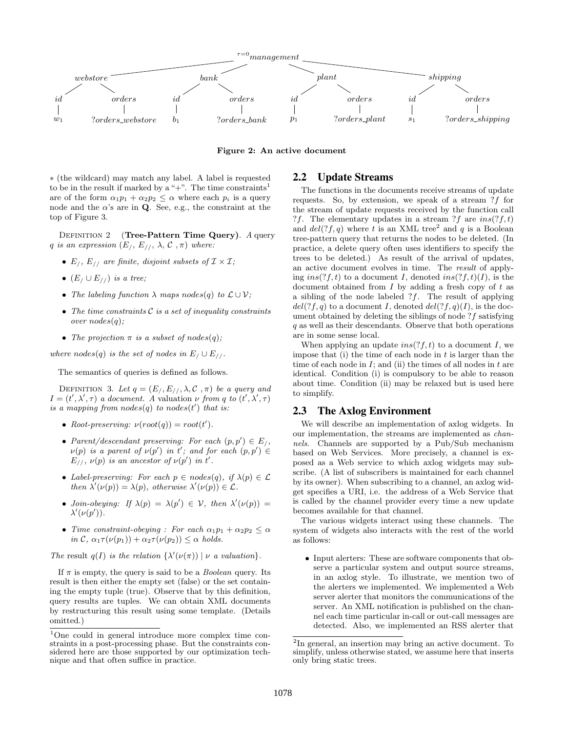$^{\tau=0}management$

*webstore* — *id* — $w_1$; *orders* — ?*orders_webstore*

*bank* — *id* — $b_1$; *orders* — ?*orders_bank*

*plant* — *id* — $p_1$; *orders* — ?*orders_plant*

*shipping* — *id* — $s_1$; *orders* — ?*orders_shipping*

**Figure 2: An active document**

$*$ (the wildcard) may match any label. A label is requested to be in the result if marked by a "+". The time constraints[1] are of the form $\alpha_1 p_1 + \alpha_2 p_2 \leq \alpha$ where each $p_i$ is a query node and the $\alpha$'s are in $\mathbf{Q}$. See, e.g., the constraint at the top of Figure 3.

Definition 2 (**Tree-Pattern Time Query**). *A query $q$ is an expression $(E_/, E_{//}, \lambda, \mathcal{C}, \pi)$ where:*

- *$E_/$, $E_{//}$ are finite, disjoint subsets of $\mathcal{I} \times \mathcal{I}$;*
- *$(E_/ \cup E_{//})$ is a tree;*
- *The labeling function $\lambda$ maps $nodes(q)$ to $\mathcal{L} \cup \mathcal{V}$;*
- *The time constraints $\mathcal{C}$ is a set of inequality constraints over $nodes(q)$;*
- *The projection $\pi$ is a subset of $nodes(q)$;*

*where $nodes(q)$ is the set of nodes in $E_/ \cup E_{//}$.*

The semantics of queries is defined as follows.

Definition 3. *Let $q = (E_/, E_{//}, \lambda, \mathcal{C}, \pi)$ be a query and $I = (t', \lambda', \tau)$ a document. A* valuation *$\nu$ from $q$ to $(t', \lambda', \tau)$ is a mapping from $nodes(q)$ to $nodes(t')$ that is:*

- *Root-preserving: $\nu(root(q)) = root(t')$.*
- *Parent/descendant preserving: For each $(p, p') \in E_/$, $\nu(p)$ is a parent of $\nu(p')$ in $t'$; and for each $(p, p') \in E_{//}$, $\nu(p)$ is an ancestor of $\nu(p')$ in $t'$.*
- *Label-preserving: For each $p \in nodes(q)$, if $\lambda(p) \in \mathcal{L}$ then $\lambda'(\nu(p)) = \lambda(p)$, otherwise $\lambda'(\nu(p)) \in \mathcal{L}$.*
- *Join-obeying: If $\lambda(p) = \lambda(p') \in \mathcal{V}$, then $\lambda'(\nu(p)) = \lambda'(\nu(p'))$.*
- *Time constraint-obeying : For each $\alpha_1 p_1 + \alpha_2 p_2 \leq \alpha$ in $\mathcal{C}$, $\alpha_1 \tau(\nu(p_1)) + \alpha_2 \tau(\nu(p_2)) \leq \alpha$ holds.*

*The* result *$q(I)$ is the relation $\{\lambda'(\nu(\pi)) \mid \nu \text{ a valuation}\}$.*

If $\pi$ is empty, the query is said to be a *Boolean* query. Its result is then either the empty set (false) or the set containing the empty tuple (true). Observe that by this definition, query results are tuples. We can obtain XML documents by restructuring this result using some template. (Details omitted.)

[1]One could in general introduce more complex time constraints in a post-processing phase. But the constraints considered here are those supported by our optimization technique and that often suffice in practice.

## 2.2 Update Streams

The functions in the documents receive streams of update requests. So, by extension, we speak of a stream ?$f$ for the stream of update requests received by the function call ?$f$. The elementary updates in a stream ?$f$ are $ins(?f, t)$ and $del(?f, q)$ where $t$ is an XML tree[2] and $q$ is a Boolean tree-pattern query that returns the nodes to be deleted. (In practice, a delete query often uses identifiers to specify the trees to be deleted.) As result of the arrival of updates, an active document evolves in time. The *result* of applying $ins(?f, t)$ to a document $I$, denoted $ins(?f, t)(I)$, is the document obtained from $I$ by adding a fresh copy of $t$ as a sibling of the node labeled ?$f$. The result of applying $del(?f, q)$ to a document $I$, denoted $del(?f, q)(I)$, is the document obtained by deleting the siblings of node ?$f$ satisfying $q$ as well as their descendants. Observe that both operations are in some sense local.

When applying an update $ins(?f, t)$ to a document $I$, we impose that (i) the time of each node in $t$ is larger than the time of each node in $I$; and (ii) the times of all nodes in $t$ are identical. Condition (i) is compulsory to be able to reason about time. Condition (ii) may be relaxed but is used here to simplify.

## 2.3 The Axlog Environment

We will describe an implementation of axlog widgets. In our implementation, the streams are implemented as *channels*. Channels are supported by a Pub/Sub mechanism based on Web Services. More precisely, a channel is exposed as a Web service to which axlog widgets may subscribe. (A list of subscribers is maintained for each channel by its owner). When subscribing to a channel, an axlog widget specifies a URI, i.e. the address of a Web Service that is called by the channel provider every time a new update becomes available for that channel.

The various widgets interact using these channels. The system of widgets also interacts with the rest of the world as follows:

- Input alerters: These are software components that observe a particular system and output source streams, in an axlog style. To illustrate, we mention two of the alerters we implemented. We implemented a Web server alerter that monitors the communications of the server. An XML notification is published on the channel each time particular in-call or out-call messages are detected. Also, we implemented an RSS alerter that

[2]In general, an insertion may bring an active document. To simplify, unless otherwise stated, we assume here that inserts only bring static trees.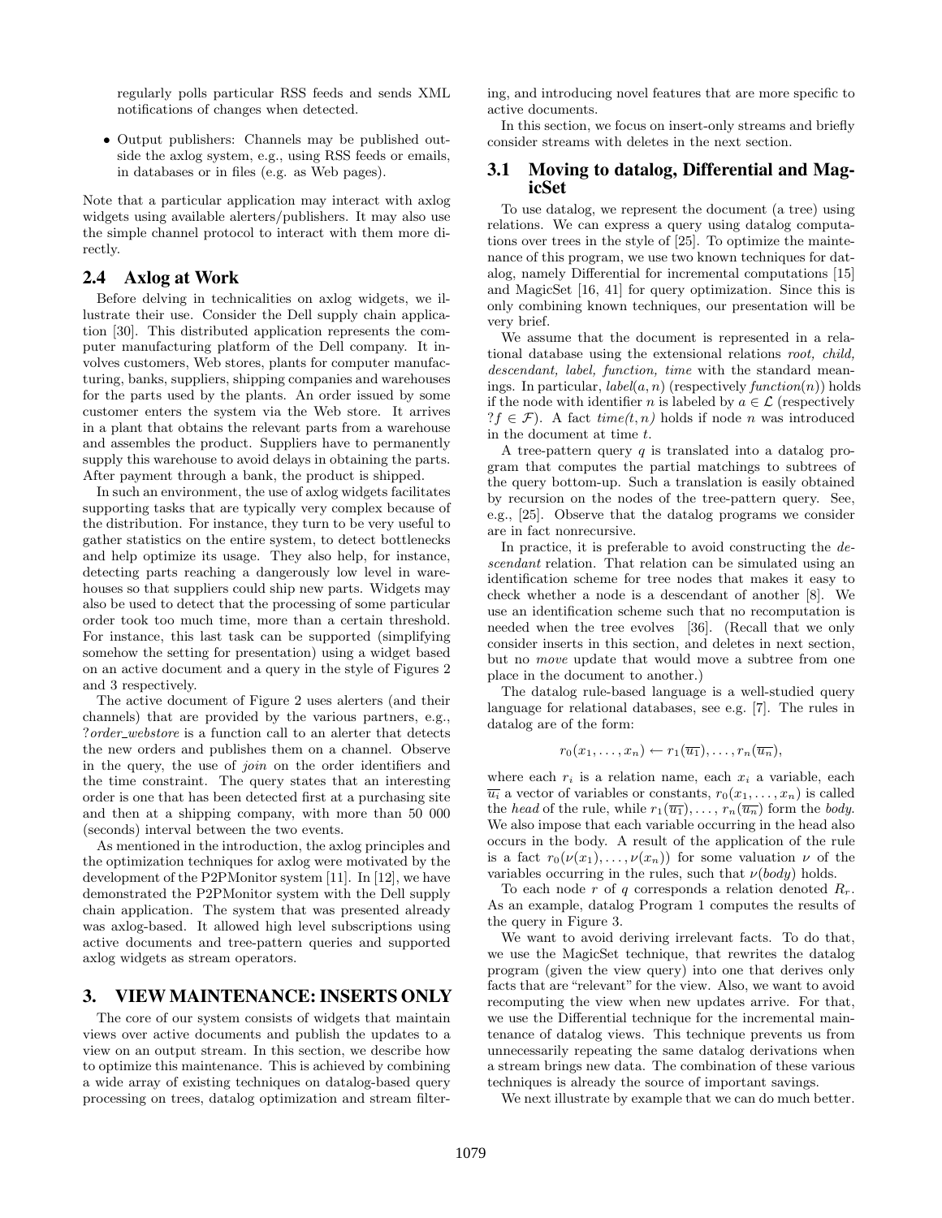regularly polls particular RSS feeds and sends XML notifications of changes when detected.

- Output publishers: Channels may be published outside the axlog system, e.g., using RSS feeds or emails, in databases or in files (e.g. as Web pages).

Note that a particular application may interact with axlog widgets using available alerters/publishers. It may also use the simple channel protocol to interact with them more directly.

## 2.4 Axlog at Work

Before delving in technicalities on axlog widgets, we illustrate their use. Consider the Dell supply chain application [30]. This distributed application represents the computer manufacturing platform of the Dell company. It involves customers, Web stores, plants for computer manufacturing, banks, suppliers, shipping companies and warehouses for the parts used by the plants. An order issued by some customer enters the system via the Web store. It arrives in a plant that obtains the relevant parts from a warehouse and assembles the product. Suppliers have to permanently supply this warehouse to avoid delays in obtaining the parts. After payment through a bank, the product is shipped.

In such an environment, the use of axlog widgets facilitates supporting tasks that are typically very complex because of the distribution. For instance, they turn to be very useful to gather statistics on the entire system, to detect bottlenecks and help optimize its usage. They also help, for instance, detecting parts reaching a dangerously low level in warehouses so that suppliers could ship new parts. Widgets may also be used to detect that the processing of some particular order took too much time, more than a certain threshold. For instance, this last task can be supported (simplifying somehow the setting for presentation) using a widget based on an active document and a query in the style of Figures 2 and 3 respectively.

The active document of Figure 2 uses alerters (and their channels) that are provided by the various partners, e.g., ?*order_webstore* is a function call to an alerter that detects the new orders and publishes them on a channel. Observe in the query, the use of *join* on the order identifiers and the time constraint. The query states that an interesting order is one that has been detected first at a purchasing site and then at a shipping company, with more than 50 000 (seconds) interval between the two events.

As mentioned in the introduction, the axlog principles and the optimization techniques for axlog were motivated by the development of the P2PMonitor system [11]. In [12], we have demonstrated the P2PMonitor system with the Dell supply chain application. The system that was presented already was axlog-based. It allowed high level subscriptions using active documents and tree-pattern queries and supported axlog widgets as stream operators.

# 3. VIEW MAINTENANCE: INSERTS ONLY

The core of our system consists of widgets that maintain views over active documents and publish the updates to a view on an output stream. In this section, we describe how to optimize this maintenance. This is achieved by combining a wide array of existing techniques on datalog-based query processing on trees, datalog optimization and stream filtering, and introducing novel features that are more specific to active documents.

In this section, we focus on insert-only streams and briefly consider streams with deletes in the next section.

## 3.1 Moving to datalog, Differential and MagicSet

To use datalog, we represent the document (a tree) using relations. We can express a query using datalog computations over trees in the style of [25]. To optimize the maintenance of this program, we use two known techniques for datalog, namely Differential for incremental computations [15] and MagicSet [16, 41] for query optimization. Since this is only combining known techniques, our presentation will be very brief.

We assume that the document is represented in a relational database using the extensional relations *root, child, descendant, label, function, time* with the standard meanings. In particular, $label(a, n)$ (respectively $function(n)$) holds if the node with identifier $n$ is labeled by $a \in \mathcal{L}$ (respectively $?f \in \mathcal{F}$). A fact $time(t, n)$ holds if node $n$ was introduced in the document at time $t$.

A tree-pattern query $q$ is translated into a datalog program that computes the partial matchings to subtrees of the query bottom-up. Such a translation is easily obtained by recursion on the nodes of the tree-pattern query. See, e.g., [25]. Observe that the datalog programs we consider are in fact nonrecursive.

In practice, it is preferable to avoid constructing the *descendant* relation. That relation can be simulated using an identification scheme for tree nodes that makes it easy to check whether a node is a descendant of another [8]. We use an identification scheme such that no recomputation is needed when the tree evolves [36]. (Recall that we only consider inserts in this section, and deletes in next section, but no *move* update that would move a subtree from one place in the document to another.)

The datalog rule-based language is a well-studied query language for relational databases, see e.g. [7]. The rules in datalog are of the form:

$$r_0(x_1, \ldots, x_n) \leftarrow r_1(\overline{u_1}), \ldots, r_n(\overline{u_n}),$$

where each $r_i$ is a relation name, each $x_i$ a variable, each $\overline{u_i}$ a vector of variables or constants, $r_0(x_1, \ldots, x_n)$ is called the *head* of the rule, while $r_1(\overline{u_1}), \ldots, r_n(\overline{u_n})$ form the *body*. We also impose that each variable occurring in the head also occurs in the body. A result of the application of the rule is a fact $r_0(\nu(x_1), \ldots, \nu(x_n))$ for some valuation $\nu$ of the variables occurring in the rules, such that $\nu(body)$ holds.

To each node $r$ of $q$ corresponds a relation denoted $R_r$. As an example, datalog Program 1 computes the results of the query in Figure 3.

We want to avoid deriving irrelevant facts. To do that, we use the MagicSet technique, that rewrites the datalog program (given the view query) into one that derives only facts that are "relevant" for the view. Also, we want to avoid recomputing the view when new updates arrive. For that, we use the Differential technique for the incremental maintenance of datalog views. This technique prevents us from unnecessarily repeating the same datalog derivations when a stream brings new data. The combination of these various techniques is already the source of important savings.

We next illustrate by example that we can do much better.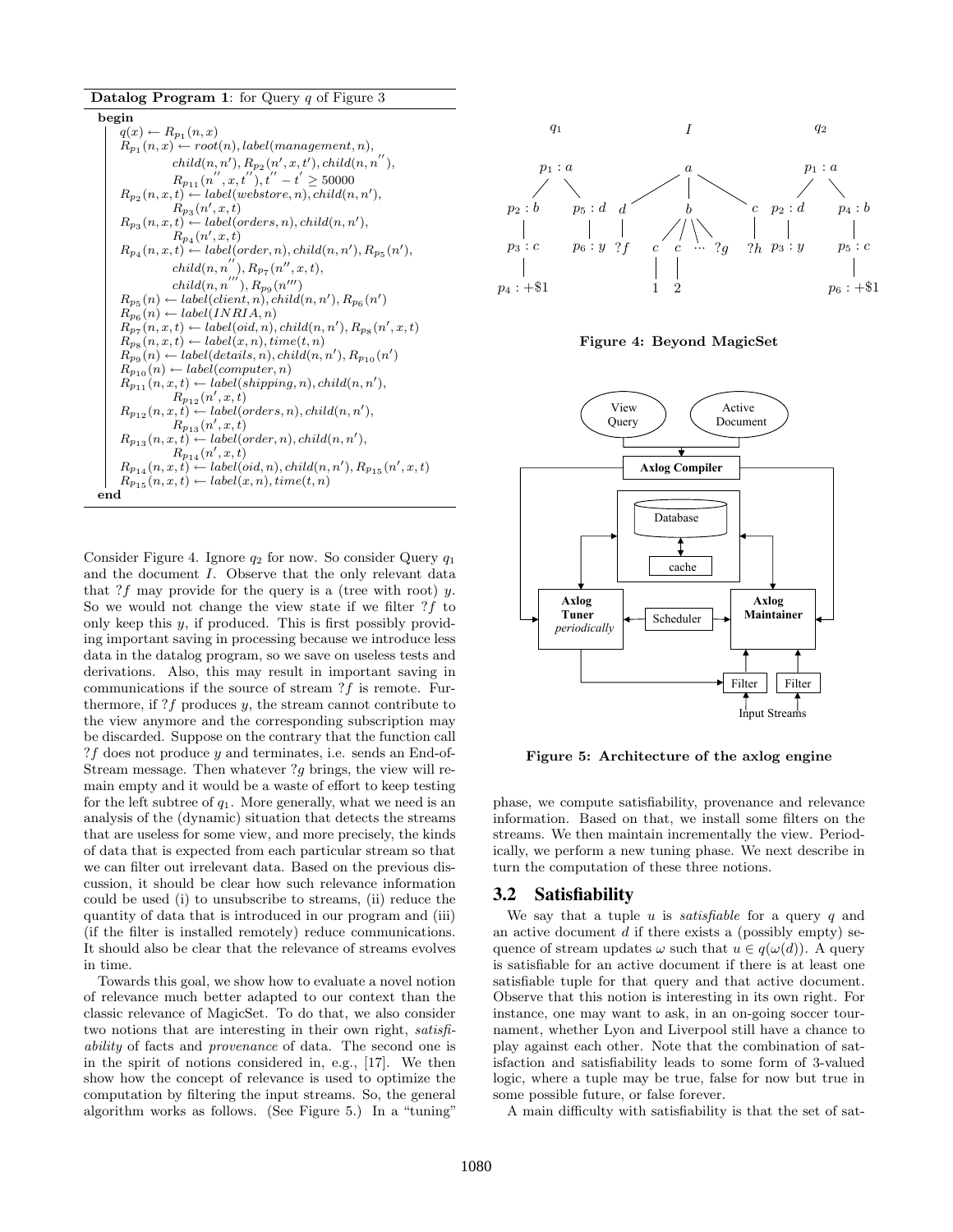**Datalog Program 1**: for Query $q$ of Figure 3

**begin**

$q(x) \leftarrow R_{p_1}(n,x)$

$R_{p_1}(n,x) \leftarrow root(n), label(management,n), child(n,n'), R_{p_2}(n',x,t'), child(n,n''), R_{p_{11}}(n'',x,t''), t''-t' \geq 50000$

$R_{p_2}(n,x,t) \leftarrow label(webstore,n), child(n,n'), R_{p_3}(n',x,t)$

$R_{p_3}(n,x,t) \leftarrow label(orders,n), child(n,n'), R_{p_4}(n',x,t)$

$R_{p_4}(n,x,t) \leftarrow label(order,n), child(n,n'), R_{p_5}(n'), child(n,n''), R_{p_7}(n'',x,t), child(n,n'''), R_{p_9}(n''')$

$R_{p_5}(n) \leftarrow label(client,n), child(n,n'), R_{p_6}(n')$

$R_{p_6}(n) \leftarrow label(INRIA,n)$

$R_{p_7}(n,x,t) \leftarrow label(oid,n), child(n,n'), R_{p_8}(n',x,t)$

$R_{p_8}(n,x,t) \leftarrow label(x,n), time(t,n)$

$R_{p_9}(n) \leftarrow label(details,n), child(n,n'), R_{p_{10}}(n')$

$R_{p_{10}}(n) \leftarrow label(computer,n)$

$R_{p_{11}}(n,x,t) \leftarrow label(shipping,n), child(n,n'), R_{p_{12}}(n',x,t)$

$R_{p_{12}}(n,x,t) \leftarrow label(orders,n), child(n,n'), R_{p_{13}}(n',x,t)$

$R_{p_{13}}(n,x,t) \leftarrow label(order,n), child(n,n'), R_{p_{14}}(n',x,t)$

$R_{p_{14}}(n,x,t) \leftarrow label(oid,n), child(n,n'), R_{p_{15}}(n',x,t)$

$R_{p_{15}}(n,x,t) \leftarrow label(x,n), time(t,n)$

**end**

$q_1$ $I$ $q_2$

$p_1 : a$ $a$ $p_1 : a$

$p_2 : b$ $p_5 : d$ $d$ $b$ $c$ $p_2 : d$ $p_4 : b$

$p_3 : c$ $p_6 : y$ $?f$ $c$ $c$ ... $?g$ $?h$ $p_3 : y$ $p_5 : c$

$p_4 : +\$1$ 1 2 $p_6 : +\$1$

**Figure 4: Beyond MagicSet**

View Query

Active Document

Axlog Compiler

Database

cache

Axlog Tuner *periodically*

Scheduler

Axlog Maintainer

Filter

Filter

Input Streams

**Figure 5: Architecture of the axlog engine**

Consider Figure 4. Ignore $q_2$ for now. So consider Query $q_1$ and the document $I$. Observe that the only relevant data that $?f$ may provide for the query is a (tree with root) $y$. So we would not change the view state if we filter $?f$ to only keep this $y$, if produced. This is first possibly providing important saving in processing because we introduce less data in the datalog program, so we save on useless tests and derivations. Also, this may result in important saving in communications if the source of stream $?f$ is remote. Furthermore, if $?f$ produces $y$, the stream cannot contribute to the view anymore and the corresponding subscription may be discarded. Suppose on the contrary that the function call $?f$ does not produce $y$ and terminates, i.e. sends an End-of-Stream message. Then whatever $?g$ brings, the view will remain empty and it would be a waste of effort to keep testing for the left subtree of $q_1$. More generally, what we need is an analysis of the (dynamic) situation that detects the streams that are useless for some view, and more precisely, the kinds of data that is expected from each particular stream so that we can filter out irrelevant data. Based on the previous discussion, it should be clear how such relevance information could be used (i) to unsubscribe to streams, (ii) reduce the quantity of data that is introduced in our program and (iii) (if the filter is installed remotely) reduce communications. It should also be clear that the relevance of streams evolves in time.

Towards this goal, we show how to evaluate a novel notion of relevance much better adapted to our context than the classic relevance of MagicSet. To do that, we also consider two notions that are interesting in their own right, *satisfiability* of facts and *provenance* of data. The second one is in the spirit of notions considered in, e.g., [17]. We then show how the concept of relevance is used to optimize the computation by filtering the input streams. So, the general algorithm works as follows. (See Figure 5.) In a "tuning" phase, we compute satisfiability, provenance and relevance information. Based on that, we install some filters on the streams. We then maintain incrementally the view. Periodically, we perform a new tuning phase. We next describe in turn the computation of these three notions.

## 3.2 Satisfiability

We say that a tuple $u$ is *satisfiable* for a query $q$ and an active document $d$ if there exists a (possibly empty) sequence of stream updates $\omega$ such that $u \in q(\omega(d))$. A query is satisfiable for an active document if there is at least one satisfiable tuple for that query and that active document. Observe that this notion is interesting in its own right. For instance, one may want to ask, in an on-going soccer tournament, whether Lyon and Liverpool still have a chance to play against each other. Note that the combination of satisfaction and satisfiability leads to some form of 3-valued logic, where a tuple may be true, false for now but true in some possible future, or false forever.

A main difficulty with satisfiability is that the set of sat-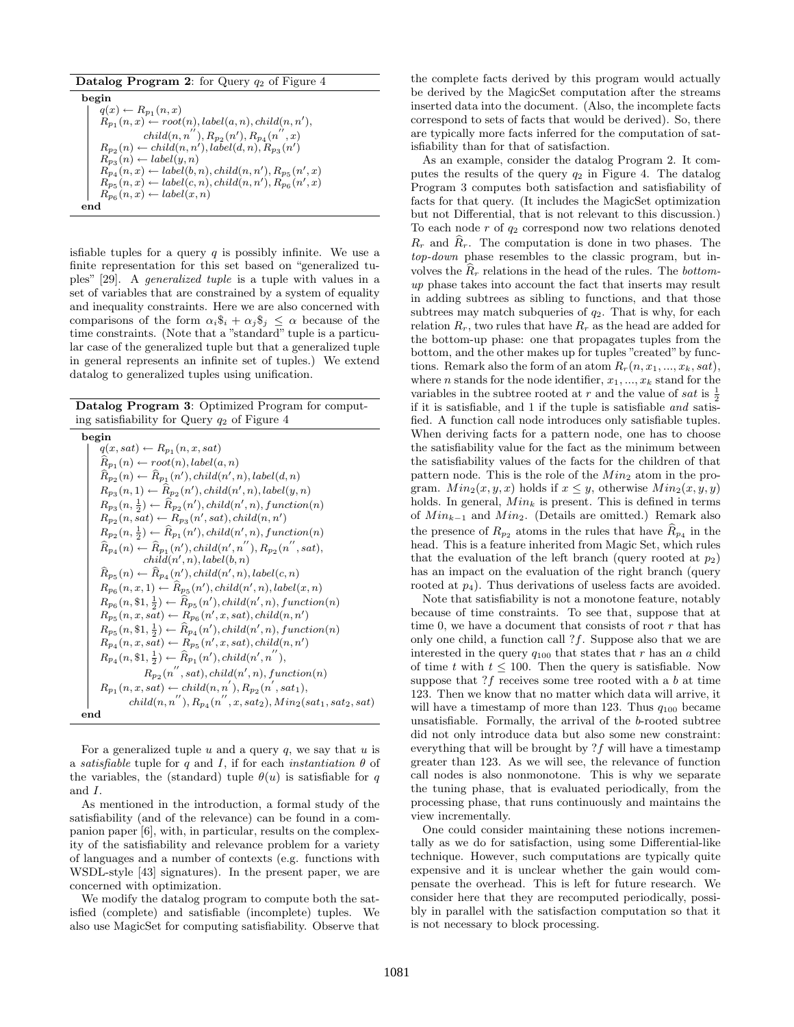**Datalog Program 2**: for Query $q_2$ of Figure 4

```
begin
  q(x) ← R_p1(n, x)
  R_p1(n, x) ← root(n), label(a, n), child(n, n'),
            child(n, n''), R_p2(n'), R_p4(n'', x)
  R_p2(n) ← child(n, n'), label(d, n), R_p3(n')
  R_p3(n) ← label(y, n)
  R_p4(n, x) ← label(b, n), child(n, n'), R_p5(n', x)
  R_p5(n, x) ← label(c, n), child(n, n'), R_p6(n', x)
  R_p6(n, x) ← label(x, n)
end
```

isfiable tuples for a query $q$ is possibly infinite. We use a finite representation for this set based on "generalized tuples" [29]. A *generalized tuple* is a tuple with values in a set of variables that are constrained by a system of equality and inequality constraints. Here we are also concerned with comparisons of the form $\alpha_i\$_i + \alpha_j\$_j \leq \alpha$ because of the time constraints. (Note that a "standard" tuple is a particular case of the generalized tuple but that a generalized tuple in general represents an infinite set of tuples.) We extend datalog to generalized tuples using unification.

**Datalog Program 3**: Optimized Program for computing satisfiability for Query $q_2$ of Figure 4

```
begin
  q(x, sat) ← R_p1(n, x, sat)
  R̂_p1(n) ← root(n), label(a, n)
  R̂_p2(n) ← R̂_p1(n'), child(n', n), label(d, n)
  R_p3(n, 1) ← R̂_p2(n'), child(n', n), label(y, n)
  R_p3(n, 1/2) ← R̂_p2(n'), child(n', n), function(n)
  R_p2(n, sat) ← R_p3(n', sat), child(n, n')
  R_p2(n, 1/2) ← R̂_p1(n'), child(n', n), function(n)
  R̂_p4(n) ← R̂_p1(n'), child(n', n''), R_p2(n'', sat),
            child(n', n), label(b, n)
  R̂_p5(n) ← R̂_p4(n'), child(n', n), label(c, n)
  R_p6(n, x, 1) ← R̂_p5(n'), child(n', n), label(x, n)
  R_p6(n, $1, 1/2) ← R̂_p5(n'), child(n', n), function(n)
  R_p5(n, x, sat) ← R_p6(n', x, sat), child(n, n')
  R_p5(n, $1, 1/2) ← R̂_p4(n'), child(n', n), function(n)
  R_p4(n, x, sat) ← R_p5(n', x, sat), child(n, n')
  R_p4(n, $1, 1/2) ← R̂_p1(n'), child(n', n''),
            R_p2(n'', sat), child(n', n), function(n)
  R_p1(n, x, sat) ← child(n, n'), R_p2(n', sat1),
            child(n, n''), R_p4(n'', x, sat2), Min2(sat1, sat2, sat)
end
```

For a generalized tuple $u$ and a query $q$, we say that $u$ is a *satisfiable* tuple for $q$ and $I$, if for each *instantiation* $\theta$ of the variables, the (standard) tuple $\theta(u)$ is satisfiable for $q$ and $I$.

As mentioned in the introduction, a formal study of the satisfiability (and of the relevance) can be found in a companion paper [6], with, in particular, results on the complexity of the satisfiability and relevance problem for a variety of languages and a number of contexts (e.g. functions with WSDL-style [43] signatures). In the present paper, we are concerned with optimization.

We modify the datalog program to compute both the satisfied (complete) and satisfiable (incomplete) tuples. We also use MagicSet for computing satisfiability. Observe that the complete facts derived by this program would actually be derived by the MagicSet computation after the streams inserted data into the document. (Also, the incomplete facts correspond to sets of facts that would be derived). So, there are typically more facts inferred for the computation of satisfiability than for that of satisfaction.

As an example, consider the datalog Program 2. It computes the results of the query $q_2$ in Figure 4. The datalog Program 3 computes both satisfaction and satisfiability of facts for that query. (It includes the MagicSet optimization but not Differential, that is not relevant to this discussion.) To each node $r$ of $q_2$ correspond now two relations denoted $R_r$ and $\widehat{R}_r$. The computation is done in two phases. The *top-down* phase resembles to the classic program, but involves the $\widehat{R}_r$ relations in the head of the rules. The *bottom-up* phase takes into account the fact that inserts may result in adding subtrees as sibling to functions, and that those subtrees may match subqueries of $q_2$. That is why, for each relation $R_r$, two rules that have $R_r$ as the head are added for the bottom-up phase: one that propagates tuples from the bottom, and the other makes up for tuples "created" by functions. Remark also the form of an atom $R_r(n, x_1, ..., x_k, sat)$, where $n$ stands for the node identifier, $x_1, ..., x_k$ stand for the variables in the subtree rooted at $r$ and the value of $sat$ is $\frac{1}{2}$ if it is satisfiable, and 1 if the tuple is satisfiable *and* satisfied. A function call node introduces only satisfiable tuples. When deriving facts for a pattern node, one has to choose the satisfiability value for the fact as the minimum between the satisfiability values of the facts for the children of that pattern node. This is the role of the $Min_2$ atom in the program. $Min_2(x, y, x)$ holds if $x \leq y$, otherwise $Min_2(x, y, y)$ holds. In general, $Min_k$ is present. This is defined in terms of $Min_{k-1}$ and $Min_2$. (Details are omitted.) Remark also the presence of $R_{p_2}$ atoms in the rules that have $\widehat{R}_{p_4}$ in the head. This is a feature inherited from Magic Set, which rules that the evaluation of the left branch (query rooted at $p_2$) has an impact on the evaluation of the right branch (query rooted at $p_4$). Thus derivations of useless facts are avoided.

Note that satisfiability is not a monotone feature, notably because of time constraints. To see that, suppose that at time 0, we have a document that consists of root $r$ that has only one child, a function call $?f$. Suppose also that we are interested in the query $q_{100}$ that states that $r$ has an $a$ child of time $t$ with $t \leq 100$. Then the query is satisfiable. Now suppose that $?f$ receives some tree rooted with a $b$ at time 123. Then we know that no matter which data will arrive, it will have a timestamp of more than 123. Thus $q_{100}$ became unsatisfiable. Formally, the arrival of the $b$-rooted subtree did not only introduce data but also some new constraint: everything that will be brought by $?f$ will have a timestamp greater than 123. As we will see, the relevance of function call nodes is also nonmonotone. This is why we separate the tuning phase, that is evaluated periodically, from the processing phase, that runs continuously and maintains the view incrementally.

One could consider maintaining these notions incrementally as we do for satisfaction, using some Differential-like technique. However, such computations are typically quite expensive and it is unclear whether the gain would compensate the overhead. This is left for future research. We consider here that they are recomputed periodically, possibly in parallel with the satisfaction computation so that it is not necessary to block processing.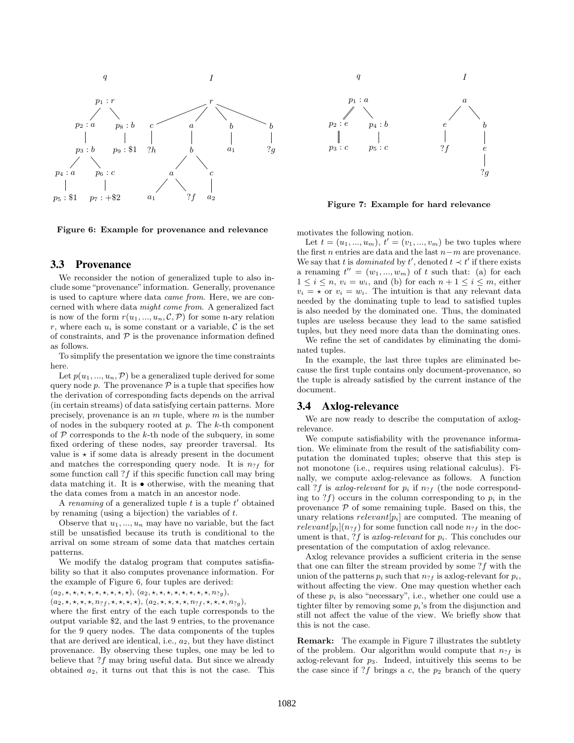Figure 6: Example for provenance and relevance

Figure 7: Example for hard relevance

## 3.3 Provenance

We reconsider the notion of generalized tuple to also include some "provenance" information. Generally, provenance is used to capture where data *came from*. Here, we are concerned with where data *might come from*. A generalized fact is now of the form $r(u_1, ..., u_n, \mathcal{C}, \mathcal{P})$ for some n-ary relation $r$, where each $u_i$ is some constant or a variable, $\mathcal{C}$ is the set of constraints, and $\mathcal{P}$ is the provenance information defined as follows.

To simplify the presentation we ignore the time constraints here.

Let $p(u_1, ..., u_n, \mathcal{P})$ be a generalized tuple derived for some query node $p$. The provenance $\mathcal{P}$ is a tuple that specifies how the derivation of corresponding facts depends on the arrival (in certain streams) of data satisfying certain patterns. More precisely, provenance is an $m$ tuple, where $m$ is the number of nodes in the subquery rooted at $p$. The $k$-th component of $\mathcal{P}$ corresponds to the $k$-th node of the subquery, in some fixed ordering of these nodes, say preorder traversal. Its value is $\star$ if some data is already present in the document and matches the corresponding query node. It is $n_{?f}$ for some function call $?f$ if this specific function call may bring data matching it. It is $\bullet$ otherwise, with the meaning that the data comes from a match in an ancestor node.

A *renaming* of a generalized tuple $t$ is a tuple $t'$ obtained by renaming (using a bijection) the variables of $t$.

Observe that $u_1, ..., u_n$ may have no variable, but the fact still be unsatisfied because its truth is conditional to the arrival on some stream of some data that matches certain patterns.

We modify the datalog program that computes satisfiability so that it also computes provenance information. For the example of Figure 6, four tuples are derived:

$(a_2, \star, \star, \star, \star, \star, \star, \star, \star, \star)$, $(a_2, \star, \star, \star, \star, \star, \star, \star, \star, n_{?g})$,
$(a_2, \star, \star, \star, \star, n_{?f}, \star, \star, \star, \star)$, $(a_2, \star, \star, \star, \star, n_{?f}, \star, \star, \star, n_{?g})$,

where the first entry of the each tuple corresponds to the output variable \$2, and the last 9 entries, to the provenance for the 9 query nodes. The data components of the tuples that are derived are identical, i.e., $a_2$, but they have distinct provenance. By observing these tuples, one may be led to believe that $?f$ may bring useful data. But since we already obtained $a_2$, it turns out that this is not the case. This motivates the following notion.

Let $t = (u_1, ..., u_m)$, $t' = (v_1, ..., v_m)$ be two tuples where the first $n$ entries are data and the last $n - m$ are provenance. We say that $t$ is *dominated* by $t'$, denoted $t \prec t'$ if there exists a renaming $t'' = (w_1, ..., w_m)$ of $t$ such that: (a) for each $1 \leq i \leq n$, $v_i = w_i$, and (b) for each $n + 1 \leq i \leq m$, either $v_i = \star$ or $v_i = w_i$. The intuition is that any relevant data needed by the dominating tuple to lead to satisfied tuples is also needed by the dominated one. Thus, the dominated tuples are useless because they lead to the same satisfied tuples, but they need more data than the dominating ones.

We refine the set of candidates by eliminating the dominated tuples.

In the example, the last three tuples are eliminated because the first tuple contains only document-provenance, so the tuple is already satisfied by the current instance of the document.

## 3.4 Axlog-relevance

We are now ready to describe the computation of axlog-relevance.

We compute satisfiability with the provenance information. We eliminate from the result of the satisfiability computation the dominated tuples; observe that this step is not monotone (i.e., requires using relational calculus). Finally, we compute axlog-relevance as follows. A function call $?f$ is *axlog-relevant* for $p_i$ if $n_{?f}$ (the node corresponding to $?f$) occurs in the column corresponding to $p_i$ in the provenance $\mathcal{P}$ of some remaining tuple. Based on this, the unary relations $relevant[p_i]$ are computed. The meaning of $relevant[p_i](n_{?f})$ for some function call node $n_{?f}$ in the document is that, $?f$ is *axlog-relevant* for $p_i$. This concludes our presentation of the computation of axlog relevance.

Axlog relevance provides a sufficient criteria in the sense that one can filter the stream provided by some $?f$ with the union of the patterns $p_i$ such that $n_{?f}$ is axlog-relevant for $p_i$, without affecting the view. One may question whether each of these $p_i$ is also "necessary", i.e., whether one could use a tighter filter by removing some $p_i$'s from the disjunction and still not affect the value of the view. We briefly show that this is not the case.

**Remark:** The example in Figure 7 illustrates the subtlety of the problem. Our algorithm would compute that $n_{?f}$ is axlog-relevant for $p_3$. Indeed, intuitively this seems to be the case since if $?f$ brings a $c$, the $p_2$ branch of the query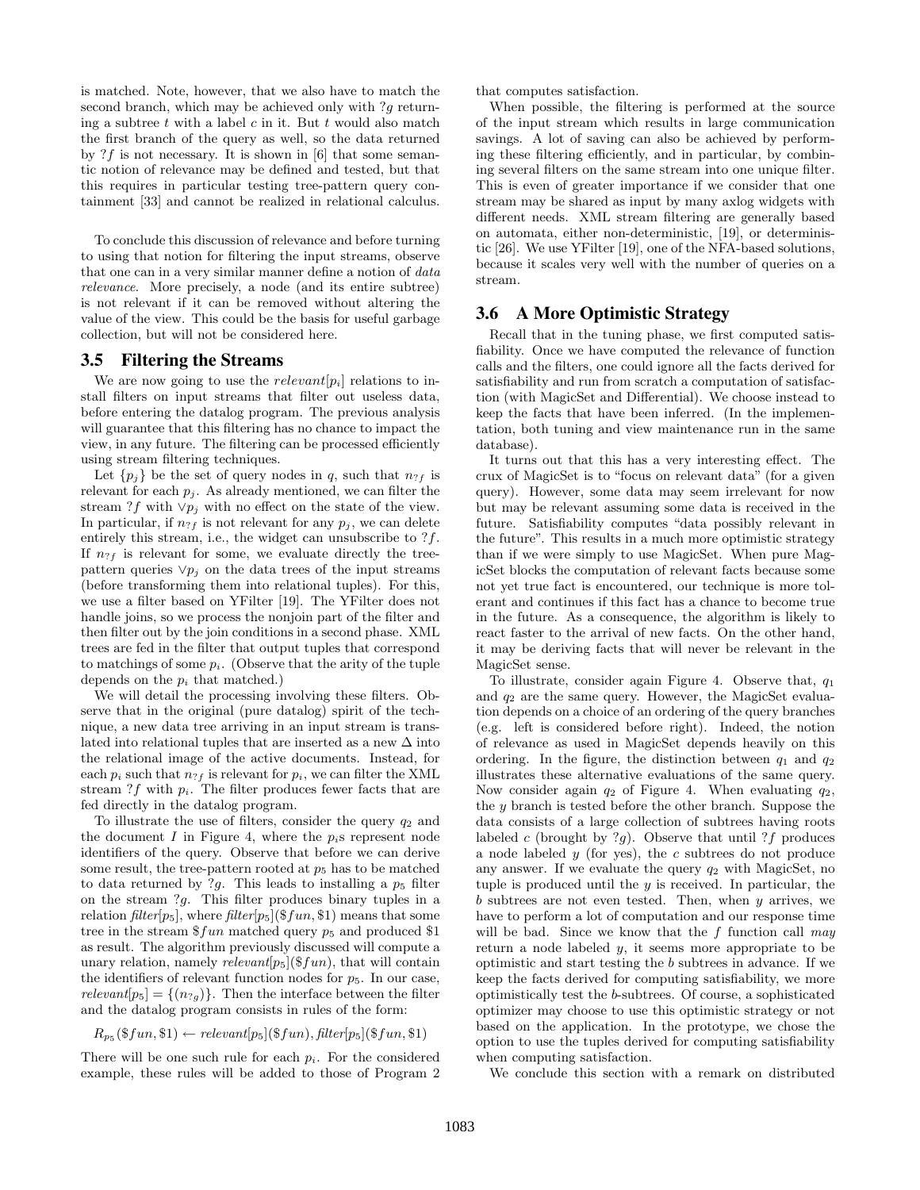is matched. Note, however, that we also have to match the second branch, which may be achieved only with $?g$ returning a subtree $t$ with a label $c$ in it. But $t$ would also match the first branch of the query as well, so the data returned by $?f$ is not necessary. It is shown in [6] that some semantic notion of relevance may be defined and tested, but that this requires in particular testing tree-pattern query containment [33] and cannot be realized in relational calculus.

To conclude this discussion of relevance and before turning to using that notion for filtering the input streams, observe that one can in a very similar manner define a notion of *data relevance*. More precisely, a node (and its entire subtree) is not relevant if it can be removed without altering the value of the view. This could be the basis for useful garbage collection, but will not be considered here.

### 3.5 Filtering the Streams

We are now going to use the $relevant[p_i]$ relations to install filters on input streams that filter out useless data, before entering the datalog program. The previous analysis will guarantee that this filtering has no chance to impact the view, in any future. The filtering can be processed efficiently using stream filtering techniques.

Let $\{p_j\}$ be the set of query nodes in $q$, such that $n_{?f}$ is relevant for each $p_j$. As already mentioned, we can filter the stream $?f$ with $\vee p_j$ with no effect on the state of the view. In particular, if $n_{?f}$ is not relevant for any $p_j$, we can delete entirely this stream, i.e., the widget can unsubscribe to $?f$. If $n_{?f}$ is relevant for some, we evaluate directly the tree-pattern queries $\vee p_j$ on the data trees of the input streams (before transforming them into relational tuples). For this, we use a filter based on YFilter [19]. The YFilter does not handle joins, so we process the nonjoin part of the filter and then filter out by the join conditions in a second phase. XML trees are fed in the filter that output tuples that correspond to matchings of some $p_i$. (Observe that the arity of the tuple depends on the $p_i$ that matched.)

We will detail the processing involving these filters. Observe that in the original (pure datalog) spirit of the technique, a new data tree arriving in an input stream is translated into relational tuples that are inserted as a new $\Delta$ into the relational image of the active documents. Instead, for each $p_i$ such that $n_{?f}$ is relevant for $p_i$, we can filter the XML stream $?f$ with $p_i$. The filter produces fewer facts that are fed directly in the datalog program.

To illustrate the use of filters, consider the query $q_2$ and the document $I$ in Figure 4, where the $p_i$s represent node identifiers of the query. Observe that before we can derive some result, the tree-pattern rooted at $p_5$ has to be matched to data returned by $?g$. This leads to installing a $p_5$ filter on the stream $?g$. This filter produces binary tuples in a relation $filter[p_5]$, where $filter[p_5](\$fun, \$1)$ means that some tree in the stream $\$fun$ matched query $p_5$ and produced \$1 as result. The algorithm previously discussed will compute a unary relation, namely $relevant[p_5](\$fun)$, that will contain the identifiers of relevant function nodes for $p_5$. In our case, $relevant[p_5] = \{(n_{?g})\}$. Then the interface between the filter and the datalog program consists in rules of the form:

$$R_{p_5}(\$fun, \$1) \leftarrow relevant[p_5](\$fun), filter[p_5](\$fun, \$1)$$

There will be one such rule for each $p_i$. For the considered example, these rules will be added to those of Program 2 that computes satisfaction.

When possible, the filtering is performed at the source of the input stream which results in large communication savings. A lot of saving can also be achieved by performing these filtering efficiently, and in particular, by combining several filters on the same stream into one unique filter. This is even of greater importance if we consider that one stream may be shared as input by many axlog widgets with different needs. XML stream filtering are generally based on automata, either non-deterministic, [19], or deterministic [26]. We use YFilter [19], one of the NFA-based solutions, because it scales very well with the number of queries on a stream.

### 3.6 A More Optimistic Strategy

Recall that in the tuning phase, we first computed satisfiability. Once we have computed the relevance of function calls and the filters, one could ignore all the facts derived for satisfiability and run from scratch a computation of satisfaction (with MagicSet and Differential). We choose instead to keep the facts that have been inferred. (In the implementation, both tuning and view maintenance run in the same database).

It turns out that this has a very interesting effect. The crux of MagicSet is to "focus on relevant data" (for a given query). However, some data may seem irrelevant for now but may be relevant assuming some data is received in the future. Satisfiability computes "data possibly relevant in the future". This results in a much more optimistic strategy than if we were simply to use MagicSet. When pure MagicSet blocks the computation of relevant facts because some not yet true fact is encountered, our technique is more tolerant and continues if this fact has a chance to become true in the future. As a consequence, the algorithm is likely to react faster to the arrival of new facts. On the other hand, it may be deriving facts that will never be relevant in the MagicSet sense.

To illustrate, consider again Figure 4. Observe that, $q_1$ and $q_2$ are the same query. However, the MagicSet evaluation depends on a choice of an ordering of the query branches (e.g. left is considered before right). Indeed, the notion of relevance as used in MagicSet depends heavily on this ordering. In the figure, the distinction between $q_1$ and $q_2$ illustrates these alternative evaluations of the same query. Now consider again $q_2$ of Figure 4. When evaluating $q_2$, the $y$ branch is tested before the other branch. Suppose the data consists of a large collection of subtrees having roots labeled $c$ (brought by $?g$). Observe that until $?f$ produces a node labeled $y$ (for yes), the $c$ subtrees do not produce any answer. If we evaluate the query $q_2$ with MagicSet, no tuple is produced until the $y$ is received. In particular, the $b$ subtrees are not even tested. Then, when $y$ arrives, we have to perform a lot of computation and our response time will be bad. Since we know that the $f$ function call *may* return a node labeled $y$, it seems more appropriate to be optimistic and start testing the $b$ subtrees in advance. If we keep the facts derived for computing satisfiability, we more optimistically test the $b$-subtrees. Of course, a sophisticated optimizer may choose to use this optimistic strategy or not based on the application. In the prototype, we chose the option to use the tuples derived for computing satisfiability when computing satisfaction.

We conclude this section with a remark on distributed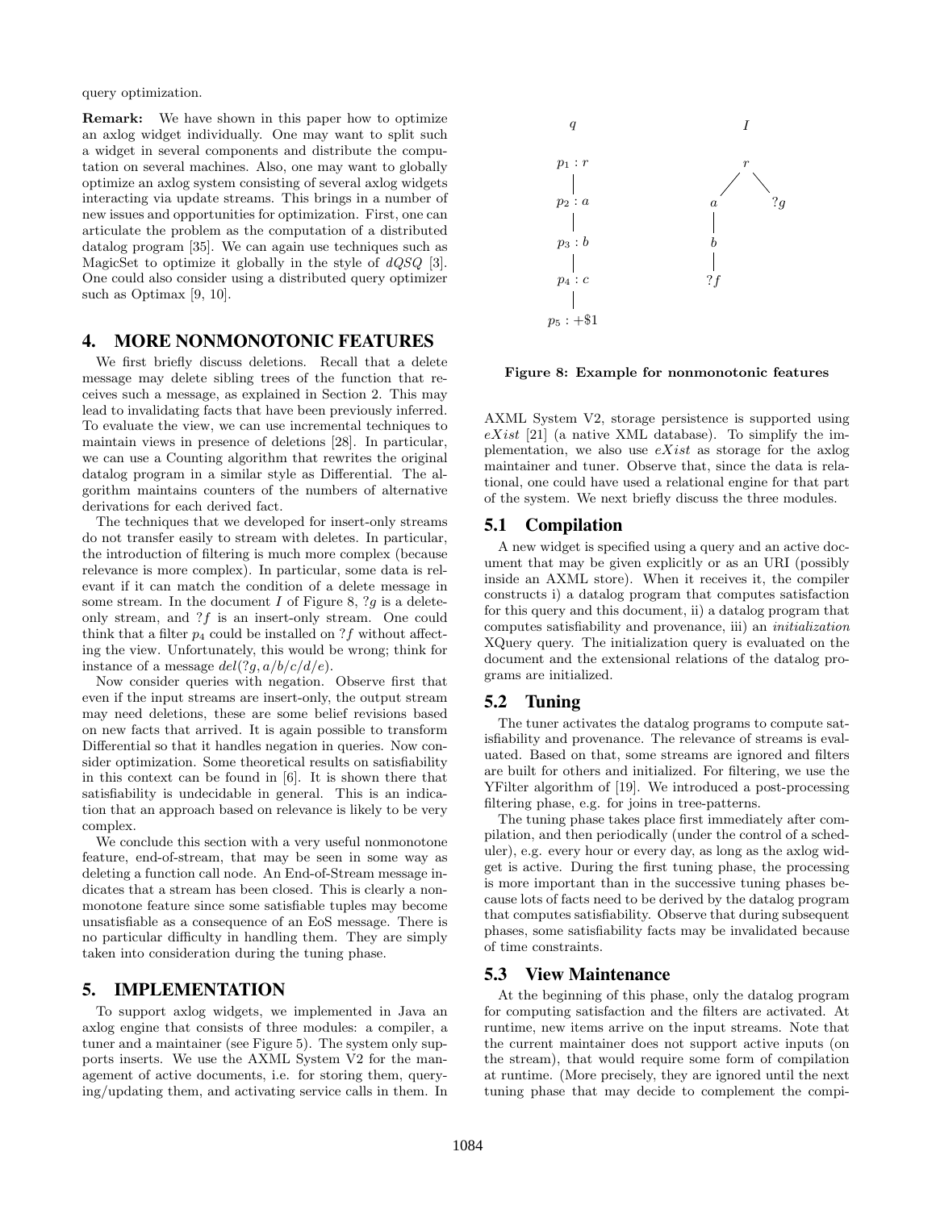query optimization.

**Remark:** We have shown in this paper how to optimize an axlog widget individually. One may want to split such a widget in several components and distribute the computation on several machines. Also, one may want to globally optimize an axlog system consisting of several axlog widgets interacting via update streams. This brings in a number of new issues and opportunities for optimization. First, one can articulate the problem as the computation of a distributed datalog program [35]. We can again use techniques such as MagicSet to optimize it globally in the style of *dQSQ* [3]. One could also consider using a distributed query optimizer such as Optimax [9, 10].

## 4. MORE NONMONOTONIC FEATURES

We first briefly discuss deletions. Recall that a delete message may delete sibling trees of the function that receives such a message, as explained in Section 2. This may lead to invalidating facts that have been previously inferred. To evaluate the view, we can use incremental techniques to maintain views in presence of deletions [28]. In particular, we can use a Counting algorithm that rewrites the original datalog program in a similar style as Differential. The algorithm maintains counters of the numbers of alternative derivations for each derived fact.

The techniques that we developed for insert-only streams do not transfer easily to stream with deletes. In particular, the introduction of filtering is much more complex (because relevance is more complex). In particular, some data is relevant if it can match the condition of a delete message in some stream. In the document $I$ of Figure 8, $?g$ is a delete-only stream, and $?f$ is an insert-only stream. One could think that a filter $p_4$ could be installed on $?f$ without affecting the view. Unfortunately, this would be wrong; think for instance of a message $del(?g, a/b/c/d/e)$.

Now consider queries with negation. Observe first that even if the input streams are insert-only, the output stream may need deletions, these are some belief revisions based on new facts that arrived. It is again possible to transform Differential so that it handles negation in queries. Now consider optimization. Some theoretical results on satisfiability in this context can be found in [6]. It is shown there that satisfiability is undecidable in general. This is an indication that an approach based on relevance is likely to be very complex.

We conclude this section with a very useful nonmonotone feature, end-of-stream, that may be seen in some way as deleting a function call node. An End-of-Stream message indicates that a stream has been closed. This is clearly a nonmonotone feature since some satisfiable tuples may become unsatisfiable as a consequence of an EoS message. There is no particular difficulty in handling them. They are simply taken into consideration during the tuning phase.

## 5. IMPLEMENTATION

To support axlog widgets, we implemented in Java an axlog engine that consists of three modules: a compiler, a tuner and a maintainer (see Figure 5). The system only supports inserts. We use the AXML System V2 for the management of active documents, i.e. for storing them, querying/updating them, and activating service calls in them. In AXML System V2, storage persistence is supported using *eXist* [21] (a native XML database). To simplify the implementation, we also use *eXist* as storage for the axlog maintainer and tuner. Observe that, since the data is relational, one could have used a relational engine for that part of the system. We next briefly discuss the three modules.

q

$p_1 : r$

$p_2 : a$

$p_3 : b$

$p_4 : c$

$p_5 : +\$1$

I

r

a

?g

b

?f

**Figure 8: Example for nonmonotonic features**

### 5.1 Compilation

A new widget is specified using a query and an active document that may be given explicitly or as an URI (possibly inside an AXML store). When it receives it, the compiler constructs i) a datalog program that computes satisfaction for this query and this document, ii) a datalog program that computes satisfiability and provenance, iii) an *initialization* XQuery query. The initialization query is evaluated on the document and the extensional relations of the datalog programs are initialized.

### 5.2 Tuning

The tuner activates the datalog programs to compute satisfiability and provenance. The relevance of streams is evaluated. Based on that, some streams are ignored and filters are built for others and initialized. For filtering, we use the YFilter algorithm of [19]. We introduced a post-processing filtering phase, e.g. for joins in tree-patterns.

The tuning phase takes place first immediately after compilation, and then periodically (under the control of a scheduler), e.g. every hour or every day, as long as the axlog widget is active. During the first tuning phase, the processing is more important than in the successive tuning phases because lots of facts need to be derived by the datalog program that computes satisfiability. Observe that during subsequent phases, some satisfiability facts may be invalidated because of time constraints.

### 5.3 View Maintenance

At the beginning of this phase, only the datalog program for computing satisfaction and the filters are activated. At runtime, new items arrive on the input streams. Note that the current maintainer does not support active inputs (on the stream), that would require some form of compilation at runtime. (More precisely, they are ignored until the next tuning phase that may decide to complement the compi-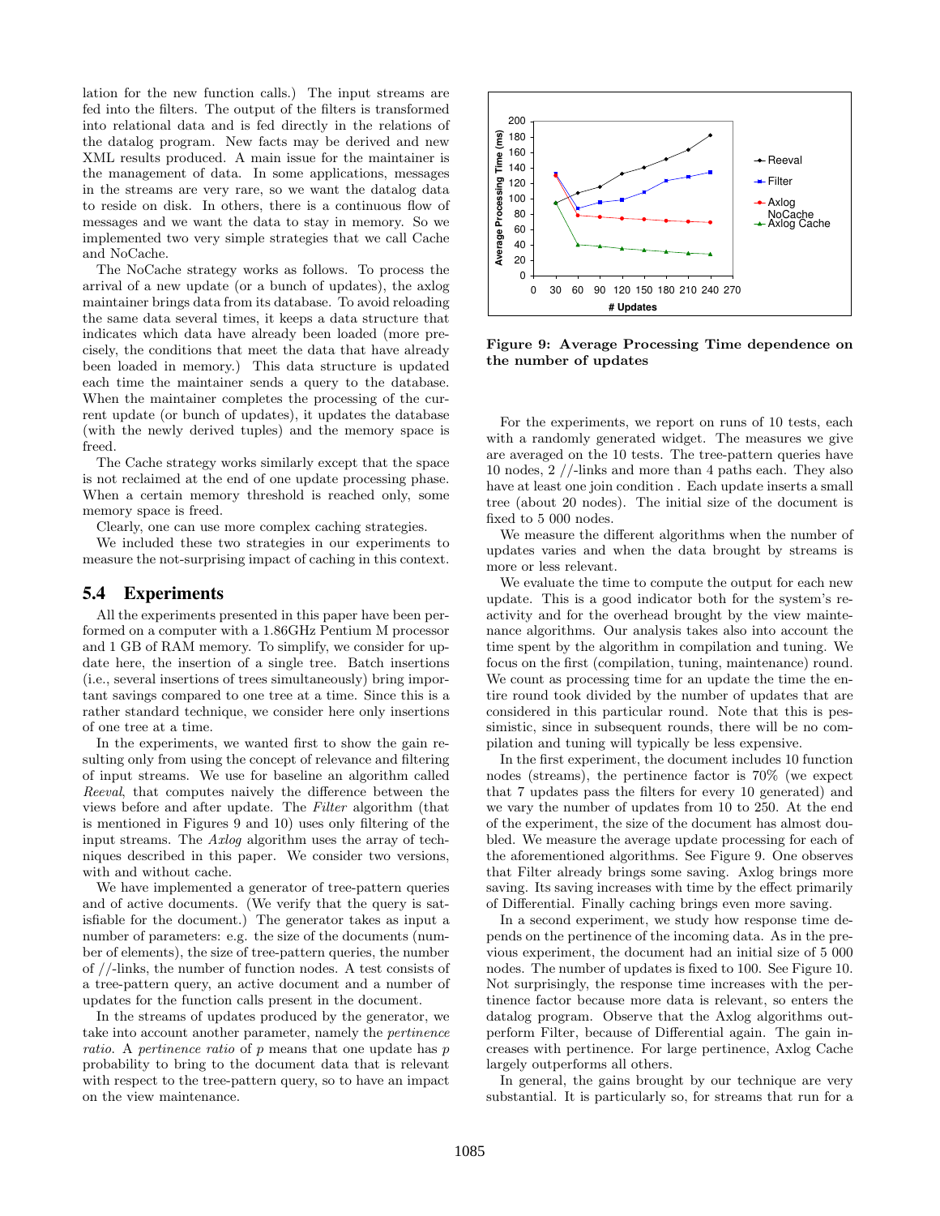lation for the new function calls.) The input streams are fed into the filters. The output of the filters is transformed into relational data and is fed directly in the relations of the datalog program. New facts may be derived and new XML results produced. A main issue for the maintainer is the management of data. In some applications, messages in the streams are very rare, so we want the datalog data to reside on disk. In others, there is a continuous flow of messages and we want the data to stay in memory. So we implemented two very simple strategies that we call Cache and NoCache.

The NoCache strategy works as follows. To process the arrival of a new update (or a bunch of updates), the axlog maintainer brings data from its database. To avoid reloading the same data several times, it keeps a data structure that indicates which data have already been loaded (more precisely, the conditions that meet the data that have already been loaded in memory.) This data structure is updated each time the maintainer sends a query to the database. When the maintainer completes the processing of the current update (or bunch of updates), it updates the database (with the newly derived tuples) and the memory space is freed.

The Cache strategy works similarly except that the space is not reclaimed at the end of one update processing phase. When a certain memory threshold is reached only, some memory space is freed.

Clearly, one can use more complex caching strategies.

We included these two strategies in our experiments to measure the not-surprising impact of caching in this context.

## 5.4 Experiments

All the experiments presented in this paper have been performed on a computer with a 1.86GHz Pentium M processor and 1 GB of RAM memory. To simplify, we consider for update here, the insertion of a single tree. Batch insertions (i.e., several insertions of trees simultaneously) bring important savings compared to one tree at a time. Since this is a rather standard technique, we consider here only insertions of one tree at a time.

In the experiments, we wanted first to show the gain resulting only from using the concept of relevance and filtering of input streams. We use for baseline an algorithm called *Reeval*, that computes naively the difference between the views before and after update. The *Filter* algorithm (that is mentioned in Figures 9 and 10) uses only filtering of the input streams. The *Axlog* algorithm uses the array of techniques described in this paper. We consider two versions, with and without cache.

We have implemented a generator of tree-pattern queries and of active documents. (We verify that the query is satisfiable for the document.) The generator takes as input a number of parameters: e.g. the size of the documents (number of elements), the size of tree-pattern queries, the number of //-links, the number of function nodes. A test consists of a tree-pattern query, an active document and a number of updates for the function calls present in the document.

In the streams of updates produced by the generator, we take into account another parameter, namely the *pertinence ratio*. A *pertinence ratio* of $p$ means that one update has $p$ probability to bring to the document data that is relevant with respect to the tree-pattern query, so to have an impact on the view maintenance.

**Figure 9: Average Processing Time dependence on the number of updates**

For the experiments, we report on runs of 10 tests, each with a randomly generated widget. The measures we give are averaged on the 10 tests. The tree-pattern queries have 10 nodes, 2 //-links and more than 4 paths each. They also have at least one join condition . Each update inserts a small tree (about 20 nodes). The initial size of the document is fixed to 5 000 nodes.

We measure the different algorithms when the number of updates varies and when the data brought by streams is more or less relevant.

We evaluate the time to compute the output for each new update. This is a good indicator both for the system's reactivity and for the overhead brought by the view maintenance algorithms. Our analysis takes also into account the time spent by the algorithm in compilation and tuning. We focus on the first (compilation, tuning, maintenance) round. We count as processing time for an update the time the entire round took divided by the number of updates that are considered in this particular round. Note that this is pessimistic, since in subsequent rounds, there will be no compilation and tuning will typically be less expensive.

In the first experiment, the document includes 10 function nodes (streams), the pertinence factor is 70% (we expect that 7 updates pass the filters for every 10 generated) and we vary the number of updates from 10 to 250. At the end of the experiment, the size of the document has almost doubled. We measure the average update processing for each of the aforementioned algorithms. See Figure 9. One observes that Filter already brings some saving. Axlog brings more saving. Its saving increases with time by the effect primarily of Differential. Finally caching brings even more saving.

In a second experiment, we study how response time depends on the pertinence of the incoming data. As in the previous experiment, the document had an initial size of 5 000 nodes. The number of updates is fixed to 100. See Figure 10. Not surprisingly, the response time increases with the pertinence factor because more data is relevant, so enters the datalog program. Observe that the Axlog algorithms outperform Filter, because of Differential again. The gain increases with pertinence. For large pertinence, Axlog Cache largely outperforms all others.

In general, the gains brought by our technique are very substantial. It is particularly so, for streams that run for a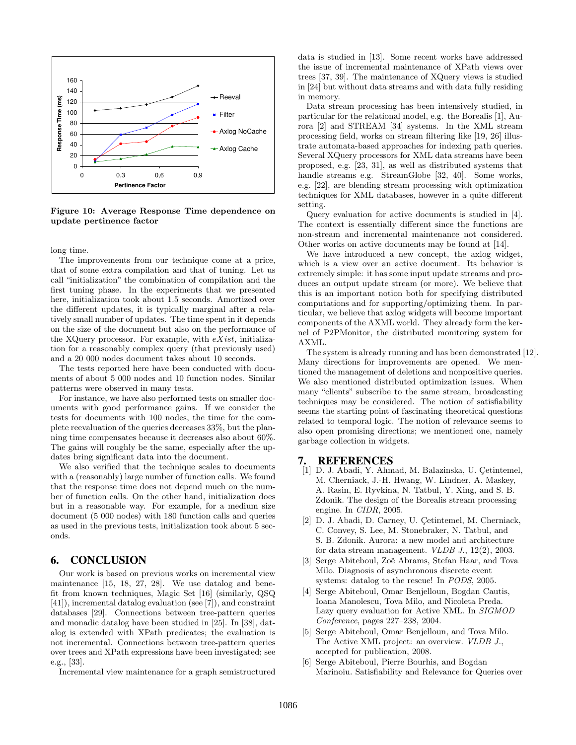Figure 10: Average Response Time dependence on update pertinence factor

long time.

The improvements from our technique come at a price, that of some extra compilation and that of tuning. Let us call "initialization" the combination of compilation and the first tuning phase. In the experiments that we presented here, initialization took about 1.5 seconds. Amortized over the different updates, it is typically marginal after a relatively small number of updates. The time spent in it depends on the size of the document but also on the performance of the XQuery processor. For example, with *eXist*, initialization for a reasonably complex query (that previously used) and a 20 000 nodes document takes about 10 seconds.

The tests reported here have been conducted with documents of about 5 000 nodes and 10 function nodes. Similar patterns were observed in many tests.

For instance, we have also performed tests on smaller documents with good performance gains. If we consider the tests for documents with 100 nodes, the time for the complete reevaluation of the queries decreases 33%, but the planning time compensates because it decreases also about 60%. The gains will roughly be the same, especially after the updates bring significant data into the document.

We also verified that the technique scales to documents with a (reasonably) large number of function calls. We found that the response time does not depend much on the number of function calls. On the other hand, initialization does but in a reasonable way. For example, for a medium size document (5 000 nodes) with 180 function calls and queries as used in the previous tests, initialization took about 5 seconds.

## 6. CONCLUSION

Our work is based on previous works on incremental view maintenance [15, 18, 27, 28]. We use datalog and benefit from known techniques, Magic Set [16] (similarly, QSQ [41]), incremental datalog evaluation (see [7]), and constraint databases [29]. Connections between tree-pattern queries and monadic datalog have been studied in [25]. In [38], datalog is extended with XPath predicates; the evaluation is not incremental. Connections between tree-pattern queries over trees and XPath expressions have been investigated; see e.g., [33].

Incremental view maintenance for a graph semistructured data is studied in [13]. Some recent works have addressed the issue of incremental maintenance of XPath views over trees [37, 39]. The maintenance of XQuery views is studied in [24] but without data streams and with data fully residing in memory.

Data stream processing has been intensively studied, in particular for the relational model, e.g. the Borealis [1], Aurora [2] and STREAM [34] systems. In the XML stream processing field, works on stream filtering like [19, 26] illustrate automata-based approaches for indexing path queries. Several XQuery processors for XML data streams have been proposed, e.g. [23, 31], as well as distributed systems that handle streams e.g. StreamGlobe [32, 40]. Some works, e.g. [22], are blending stream processing with optimization techniques for XML databases, however in a quite different setting.

Query evaluation for active documents is studied in [4]. The context is essentially different since the functions are non-stream and incremental maintenance not considered. Other works on active documents may be found at [14].

We have introduced a new concept, the axlog widget, which is a view over an active document. Its behavior is extremely simple: it has some input update streams and produces an output update stream (or more). We believe that this is an important notion both for specifying distributed computations and for supporting/optimizing them. In particular, we believe that axlog widgets will become important components of the AXML world. They already form the kernel of P2PMonitor, the distributed monitoring system for AXML.

The system is already running and has been demonstrated [12]. Many directions for improvements are opened. We mentioned the management of deletions and nonpositive queries. We also mentioned distributed optimization issues. When many "clients" subscribe to the same stream, broadcasting techniques may be considered. The notion of satisfiability seems the starting point of fascinating theoretical questions related to temporal logic. The notion of relevance seems to also open promising directions; we mentioned one, namely garbage collection in widgets.

## 7. REFERENCES

[1] D. J. Abadi, Y. Ahmad, M. Balazinska, U. Çetintemel, M. Cherniack, J.-H. Hwang, W. Lindner, A. Maskey, A. Rasin, E. Ryvkina, N. Tatbul, Y. Xing, and S. B. Zdonik. The design of the Borealis stream processing engine. In *CIDR*, 2005.

[2] D. J. Abadi, D. Carney, U. Çetintemel, M. Cherniack, C. Convey, S. Lee, M. Stonebraker, N. Tatbul, and S. B. Zdonik. Aurora: a new model and architecture for data stream management. *VLDB J.*, 12(2), 2003.

[3] Serge Abiteboul, Zoë Abrams, Stefan Haar, and Tova Milo. Diagnosis of asynchronous discrete event systems: datalog to the rescue! In *PODS*, 2005.

[4] Serge Abiteboul, Omar Benjelloun, Bogdan Cautis, Ioana Manolescu, Tova Milo, and Nicoleta Preda. Lazy query evaluation for Active XML. In *SIGMOD Conference*, pages 227–238, 2004.

[5] Serge Abiteboul, Omar Benjelloun, and Tova Milo. The Active XML project: an overview. *VLDB J.*, accepted for publication, 2008.

[6] Serge Abiteboul, Pierre Bourhis, and Bogdan Marinoiu. Satisfiability and Relevance for Queries over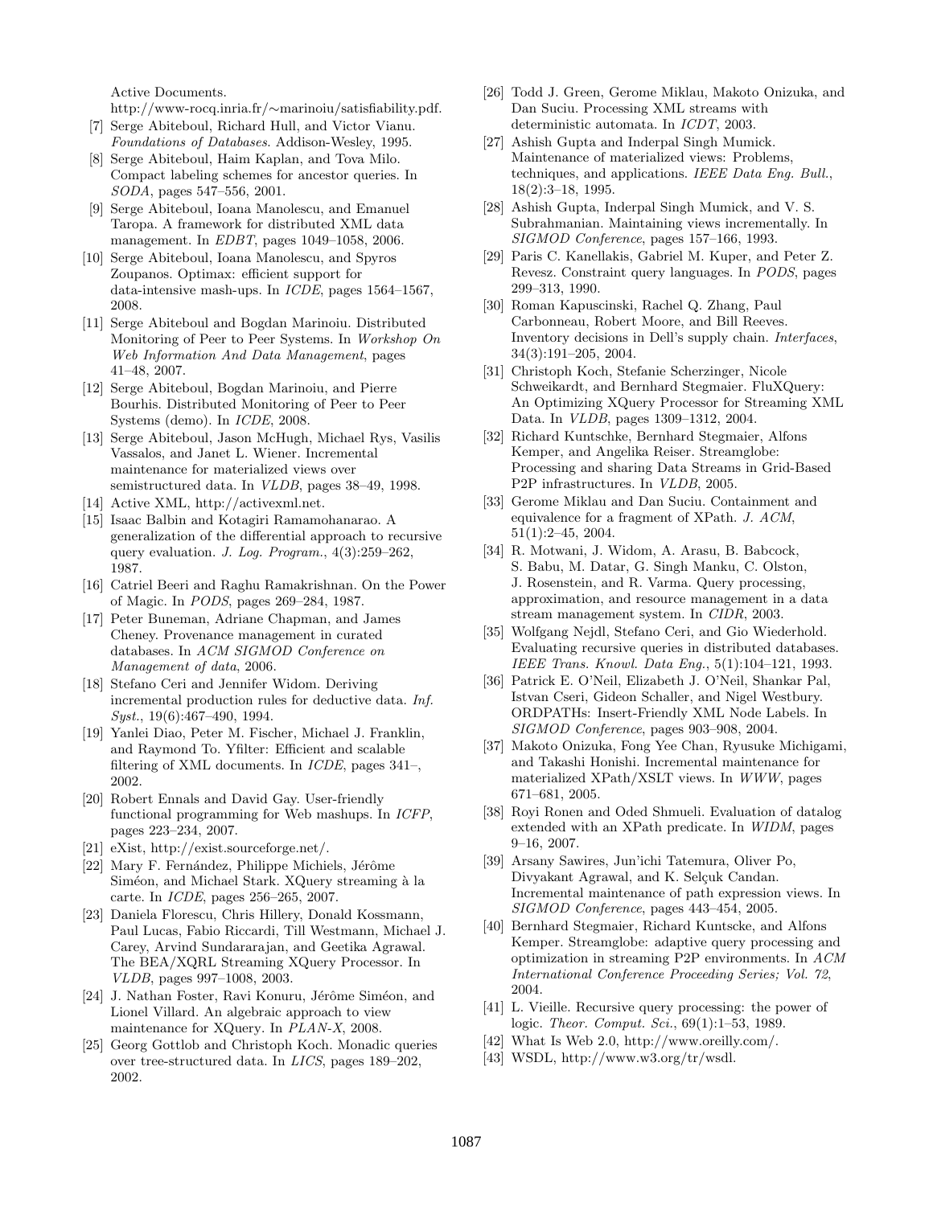Active Documents.
http://www-rocq.inria.fr/∼marinoiu/satisfiability.pdf.

[7] Serge Abiteboul, Richard Hull, and Victor Vianu. *Foundations of Databases*. Addison-Wesley, 1995.

[8] Serge Abiteboul, Haim Kaplan, and Tova Milo. Compact labeling schemes for ancestor queries. In *SODA*, pages 547–556, 2001.

[9] Serge Abiteboul, Ioana Manolescu, and Emanuel Taropa. A framework for distributed XML data management. In *EDBT*, pages 1049–1058, 2006.

[10] Serge Abiteboul, Ioana Manolescu, and Spyros Zoupanos. Optimax: efficient support for data-intensive mash-ups. In *ICDE*, pages 1564–1567, 2008.

[11] Serge Abiteboul and Bogdan Marinoiu. Distributed Monitoring of Peer to Peer Systems. In *Workshop On Web Information And Data Management*, pages 41–48, 2007.

[12] Serge Abiteboul, Bogdan Marinoiu, and Pierre Bourhis. Distributed Monitoring of Peer to Peer Systems (demo). In *ICDE*, 2008.

[13] Serge Abiteboul, Jason McHugh, Michael Rys, Vasilis Vassalos, and Janet L. Wiener. Incremental maintenance for materialized views over semistructured data. In *VLDB*, pages 38–49, 1998.

[14] Active XML, http://activexml.net.

[15] Isaac Balbin and Kotagiri Ramamohanarao. A generalization of the differential approach to recursive query evaluation. *J. Log. Program.*, 4(3):259–262, 1987.

[16] Catriel Beeri and Raghu Ramakrishnan. On the Power of Magic. In *PODS*, pages 269–284, 1987.

[17] Peter Buneman, Adriane Chapman, and James Cheney. Provenance management in curated databases. In *ACM SIGMOD Conference on Management of data*, 2006.

[18] Stefano Ceri and Jennifer Widom. Deriving incremental production rules for deductive data. *Inf. Syst.*, 19(6):467–490, 1994.

[19] Yanlei Diao, Peter M. Fischer, Michael J. Franklin, and Raymond To. Yfilter: Efficient and scalable filtering of XML documents. In *ICDE*, pages 341–, 2002.

[20] Robert Ennals and David Gay. User-friendly functional programming for Web mashups. In *ICFP*, pages 223–234, 2007.

[21] eXist, http://exist.sourceforge.net/.

[22] Mary F. Fernández, Philippe Michiels, Jérôme Siméon, and Michael Stark. XQuery streaming à la carte. In *ICDE*, pages 256–265, 2007.

[23] Daniela Florescu, Chris Hillery, Donald Kossmann, Paul Lucas, Fabio Riccardi, Till Westmann, Michael J. Carey, Arvind Sundararajan, and Geetika Agrawal. The BEA/XQRL Streaming XQuery Processor. In *VLDB*, pages 997–1008, 2003.

[24] J. Nathan Foster, Ravi Konuru, Jérôme Siméon, and Lionel Villard. An algebraic approach to view maintenance for XQuery. In *PLAN-X*, 2008.

[25] Georg Gottlob and Christoph Koch. Monadic queries over tree-structured data. In *LICS*, pages 189–202, 2002.

[26] Todd J. Green, Gerome Miklau, Makoto Onizuka, and Dan Suciu. Processing XML streams with deterministic automata. In *ICDT*, 2003.

[27] Ashish Gupta and Inderpal Singh Mumick. Maintenance of materialized views: Problems, techniques, and applications. *IEEE Data Eng. Bull.*, 18(2):3–18, 1995.

[28] Ashish Gupta, Inderpal Singh Mumick, and V. S. Subrahmanian. Maintaining views incrementally. In *SIGMOD Conference*, pages 157–166, 1993.

[29] Paris C. Kanellakis, Gabriel M. Kuper, and Peter Z. Revesz. Constraint query languages. In *PODS*, pages 299–313, 1990.

[30] Roman Kapuscinski, Rachel Q. Zhang, Paul Carbonneau, Robert Moore, and Bill Reeves. Inventory decisions in Dell's supply chain. *Interfaces*, 34(3):191–205, 2004.

[31] Christoph Koch, Stefanie Scherzinger, Nicole Schweikardt, and Bernhard Stegmaier. FluXQuery: An Optimizing XQuery Processor for Streaming XML Data. In *VLDB*, pages 1309–1312, 2004.

[32] Richard Kuntschke, Bernhard Stegmaier, Alfons Kemper, and Angelika Reiser. Streamglobe: Processing and sharing Data Streams in Grid-Based P2P infrastructures. In *VLDB*, 2005.

[33] Gerome Miklau and Dan Suciu. Containment and equivalence for a fragment of XPath. *J. ACM*, 51(1):2–45, 2004.

[34] R. Motwani, J. Widom, A. Arasu, B. Babcock, S. Babu, M. Datar, G. Singh Manku, C. Olston, J. Rosenstein, and R. Varma. Query processing, approximation, and resource management in a data stream management system. In *CIDR*, 2003.

[35] Wolfgang Nejdl, Stefano Ceri, and Gio Wiederhold. Evaluating recursive queries in distributed databases. *IEEE Trans. Knowl. Data Eng.*, 5(1):104–121, 1993.

[36] Patrick E. O'Neil, Elizabeth J. O'Neil, Shankar Pal, Istvan Cseri, Gideon Schaller, and Nigel Westbury. ORDPATHs: Insert-Friendly XML Node Labels. In *SIGMOD Conference*, pages 903–908, 2004.

[37] Makoto Onizuka, Fong Yee Chan, Ryusuke Michigami, and Takashi Honishi. Incremental maintenance for materialized XPath/XSLT views. In *WWW*, pages 671–681, 2005.

[38] Royi Ronen and Oded Shmueli. Evaluation of datalog extended with an XPath predicate. In *WIDM*, pages 9–16, 2007.

[39] Arsany Sawires, Jun'ichi Tatemura, Oliver Po, Divyakant Agrawal, and K. Selçuk Candan. Incremental maintenance of path expression views. In *SIGMOD Conference*, pages 443–454, 2005.

[40] Bernhard Stegmaier, Richard Kuntscke, and Alfons Kemper. Streamglobe: adaptive query processing and optimization in streaming P2P environments. In *ACM International Conference Proceeding Series; Vol. 72*, 2004.

[41] L. Vieille. Recursive query processing: the power of logic. *Theor. Comput. Sci.*, 69(1):1–53, 1989.

[42] What Is Web 2.0, http://www.oreilly.com/.

[43] WSDL, http://www.w3.org/tr/wsdl.